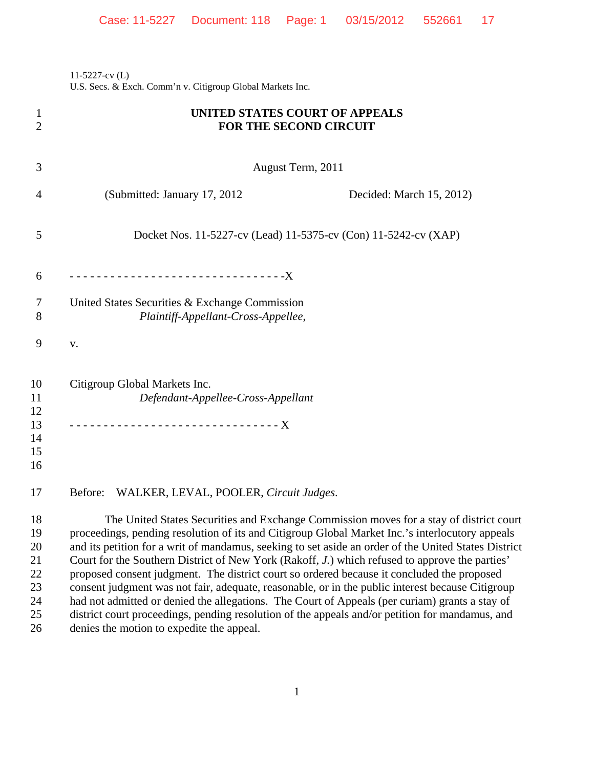11-5227-cv (L)
U.S. Secs. & Exch. Comm'n v. Citigroup Global Markets Inc.

# UNITED STATES COURT OF APPEALS
# FOR THE SECOND CIRCUIT

August Term, 2011

(Submitted: January 17, 2012 Decided: March 15, 2012)

Docket Nos. 11-5227-cv (Lead) 11-5375-cv (Con) 11-5242-cv (XAP)

- - - - - - - - - - - - - - - - - - - - - - - - - - - - - - - -X

United States Securities & Exchange Commission
*Plaintiff-Appellant-Cross-Appellee*,

v.

Citigroup Global Markets Inc.
*Defendant-Appellee-Cross-Appellant*

- - - - - - - - - - - - - - - - - - - - - - - - - - - - - - - X

Before: WALKER, LEVAL, POOLER, *Circuit Judges*.

The United States Securities and Exchange Commission moves for a stay of district court proceedings, pending resolution of its and Citigroup Global Market Inc.'s interlocutory appeals and its petition for a writ of mandamus, seeking to set aside an order of the United States District Court for the Southern District of New York (Rakoff, *J.*) which refused to approve the parties' proposed consent judgment. The district court so ordered because it concluded the proposed consent judgment was not fair, adequate, reasonable, or in the public interest because Citigroup had not admitted or denied the allegations. The Court of Appeals (per curiam) grants a stay of district court proceedings, pending resolution of the appeals and/or petition for mandamus, and denies the motion to expedite the appeal.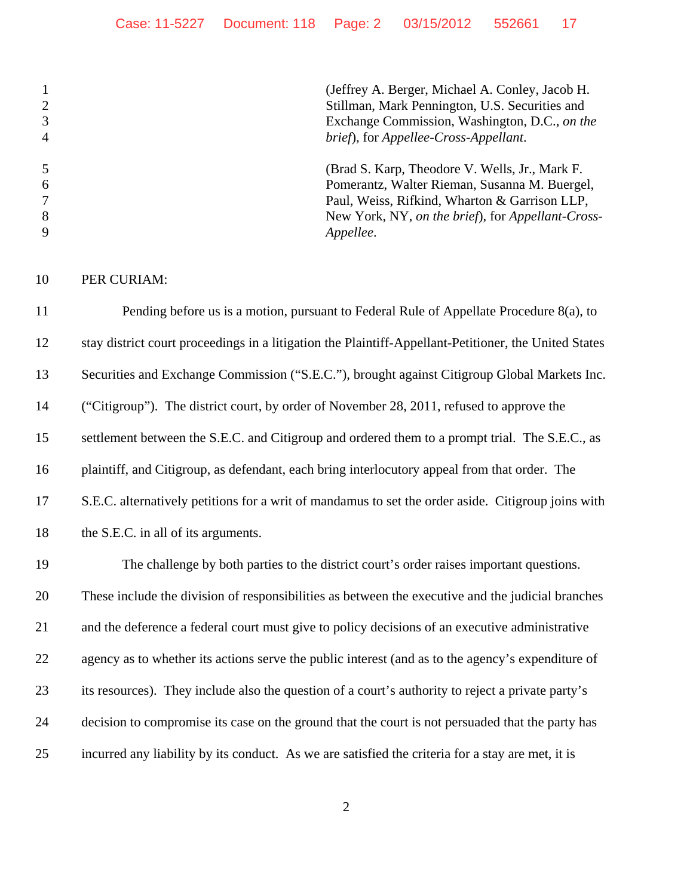(Jeffrey A. Berger, Michael A. Conley, Jacob H. Stillman, Mark Pennington, U.S. Securities and Exchange Commission, Washington, D.C., *on the brief*), for *Appellee-Cross-Appellant*.

(Brad S. Karp, Theodore V. Wells, Jr., Mark F. Pomerantz, Walter Rieman, Susanna M. Buergel, Paul, Weiss, Rifkind, Wharton & Garrison LLP, New York, NY, *on the brief*), for *Appellant-Cross-Appellee*.

PER CURIAM:

Pending before us is a motion, pursuant to Federal Rule of Appellate Procedure 8(a), to stay district court proceedings in a litigation the Plaintiff-Appellant-Petitioner, the United States Securities and Exchange Commission ("S.E.C."), brought against Citigroup Global Markets Inc. ("Citigroup"). The district court, by order of November 28, 2011, refused to approve the settlement between the S.E.C. and Citigroup and ordered them to a prompt trial. The S.E.C., as plaintiff, and Citigroup, as defendant, each bring interlocutory appeal from that order. The S.E.C. alternatively petitions for a writ of mandamus to set the order aside. Citigroup joins with the S.E.C. in all of its arguments.

The challenge by both parties to the district court's order raises important questions. These include the division of responsibilities as between the executive and the judicial branches and the deference a federal court must give to policy decisions of an executive administrative agency as to whether its actions serve the public interest (and as to the agency's expenditure of its resources). They include also the question of a court's authority to reject a private party's decision to compromise its case on the ground that the court is not persuaded that the party has incurred any liability by its conduct. As we are satisfied the criteria for a stay are met, it is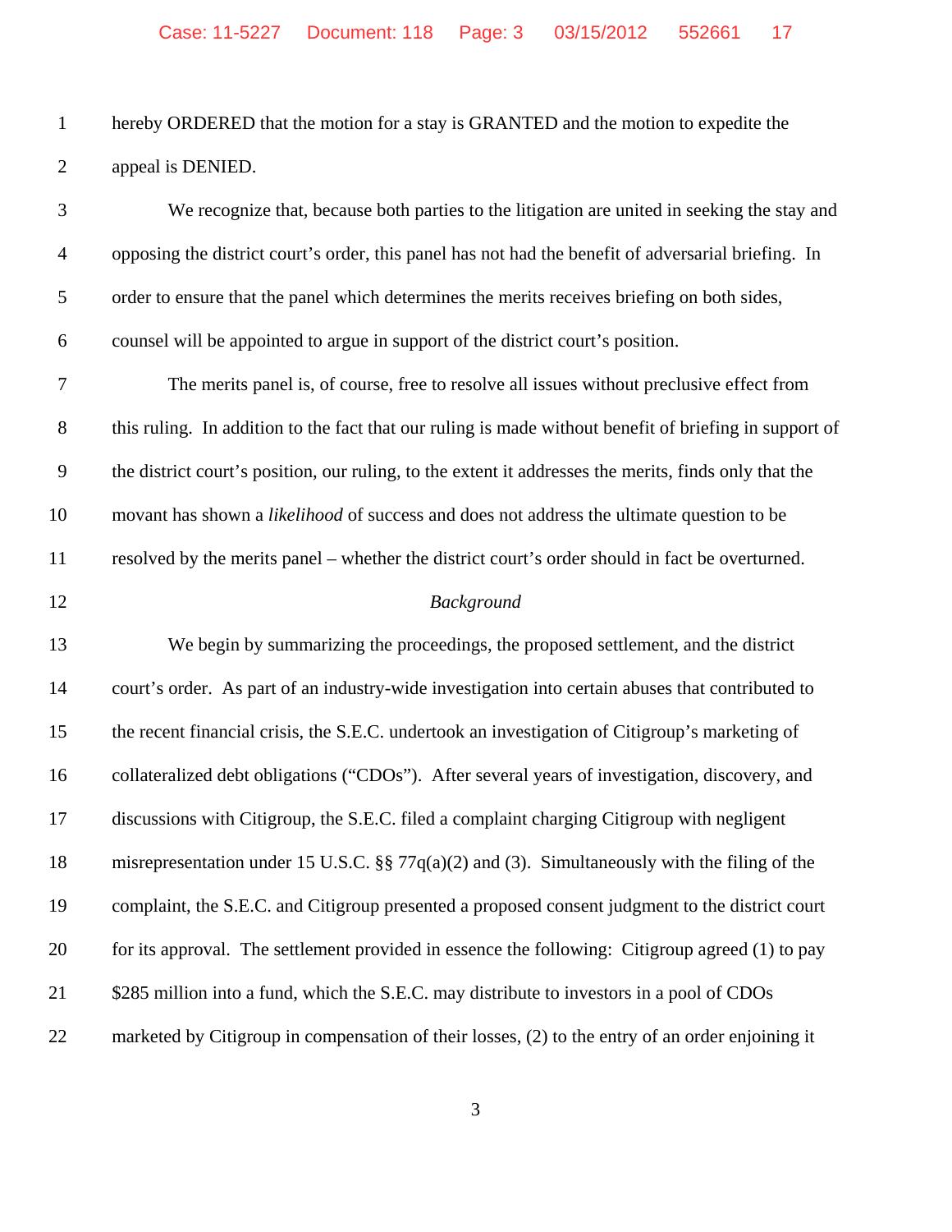hereby ORDERED that the motion for a stay is GRANTED and the motion to expedite the appeal is DENIED.

We recognize that, because both parties to the litigation are united in seeking the stay and opposing the district court's order, this panel has not had the benefit of adversarial briefing. In order to ensure that the panel which determines the merits receives briefing on both sides, counsel will be appointed to argue in support of the district court's position.

The merits panel is, of course, free to resolve all issues without preclusive effect from this ruling. In addition to the fact that our ruling is made without benefit of briefing in support of the district court's position, our ruling, to the extent it addresses the merits, finds only that the movant has shown a *likelihood* of success and does not address the ultimate question to be resolved by the merits panel – whether the district court's order should in fact be overturned.

*Background*

We begin by summarizing the proceedings, the proposed settlement, and the district court's order. As part of an industry-wide investigation into certain abuses that contributed to the recent financial crisis, the S.E.C. undertook an investigation of Citigroup's marketing of collateralized debt obligations ("CDOs"). After several years of investigation, discovery, and discussions with Citigroup, the S.E.C. filed a complaint charging Citigroup with negligent misrepresentation under 15 U.S.C. §§ 77q(a)(2) and (3). Simultaneously with the filing of the complaint, the S.E.C. and Citigroup presented a proposed consent judgment to the district court for its approval. The settlement provided in essence the following: Citigroup agreed (1) to pay $285 million into a fund, which the S.E.C. may distribute to investors in a pool of CDOs marketed by Citigroup in compensation of their losses, (2) to the entry of an order enjoining it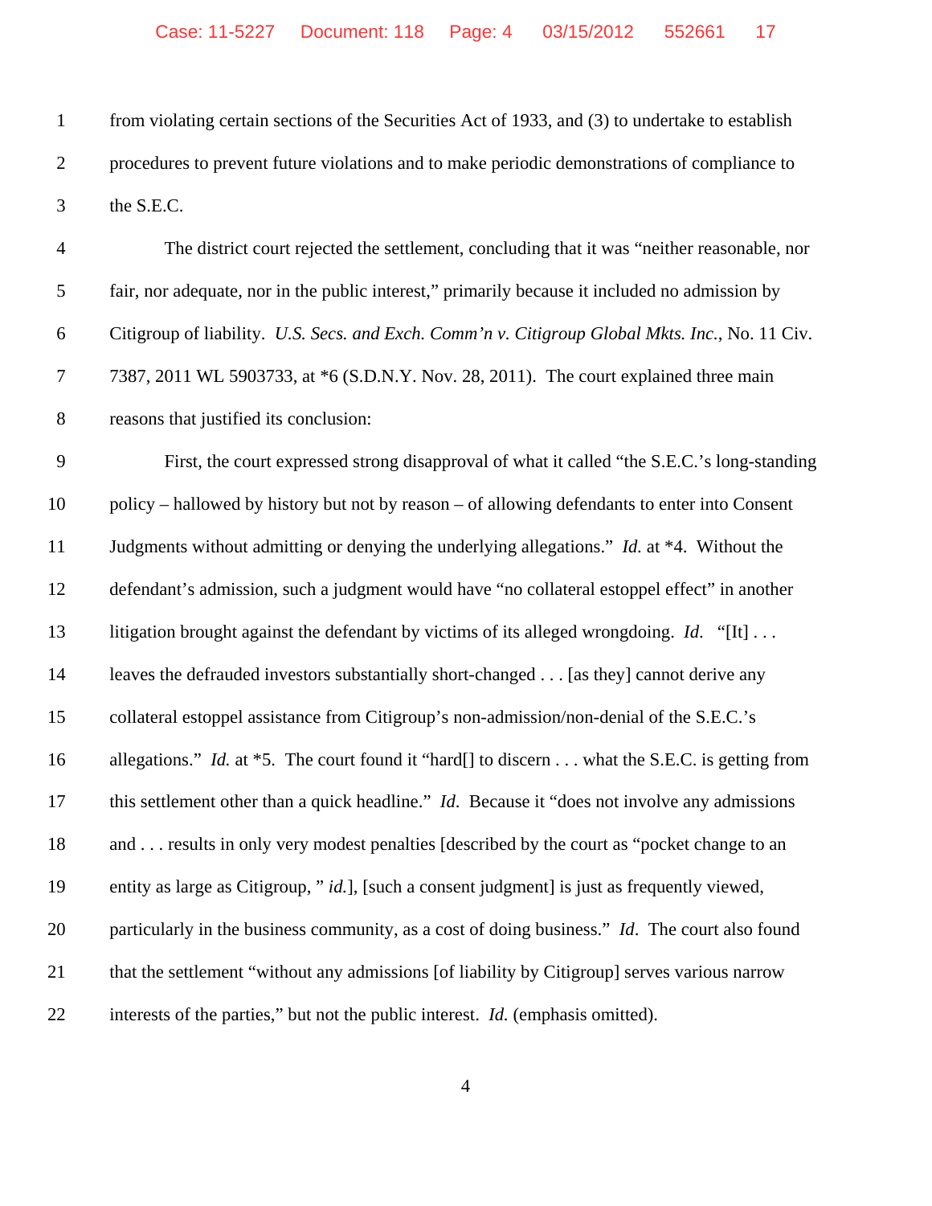from violating certain sections of the Securities Act of 1933, and (3) to undertake to establish procedures to prevent future violations and to make periodic demonstrations of compliance to the S.E.C.

The district court rejected the settlement, concluding that it was "neither reasonable, nor fair, nor adequate, nor in the public interest," primarily because it included no admission by Citigroup of liability. *U.S. Secs. and Exch. Comm'n v. Citigroup Global Mkts. Inc.*, No. 11 Civ. 7387, 2011 WL 5903733, at *6 (S.D.N.Y. Nov. 28, 2011). The court explained three main reasons that justified its conclusion:

First, the court expressed strong disapproval of what it called "the S.E.C.'s long-standing policy – hallowed by history but not by reason – of allowing defendants to enter into Consent Judgments without admitting or denying the underlying allegations." *Id.* at *4. Without the defendant's admission, such a judgment would have "no collateral estoppel effect" in another litigation brought against the defendant by victims of its alleged wrongdoing. *Id.* "[It] . . . leaves the defrauded investors substantially short-changed . . . [as they] cannot derive any collateral estoppel assistance from Citigroup's non-admission/non-denial of the S.E.C.'s allegations." *Id.* at *5. The court found it "hard[] to discern . . . what the S.E.C. is getting from this settlement other than a quick headline." *Id*. Because it "does not involve any admissions and . . . results in only very modest penalties [described by the court as "pocket change to an entity as large as Citigroup, " *id.*], [such a consent judgment] is just as frequently viewed, particularly in the business community, as a cost of doing business." *Id*. The court also found that the settlement "without any admissions [of liability by Citigroup] serves various narrow interests of the parties," but not the public interest. *Id.* (emphasis omitted).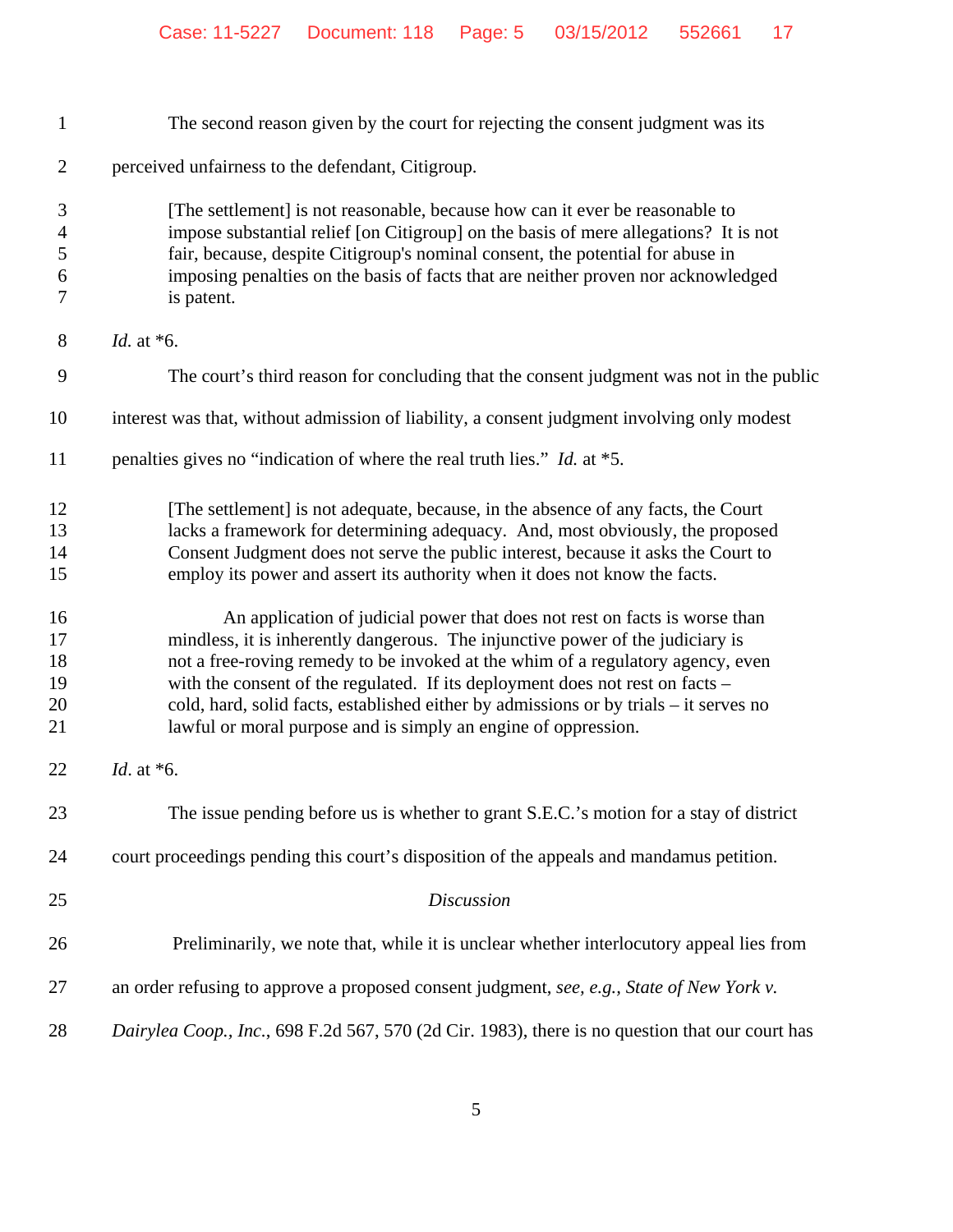The second reason given by the court for rejecting the consent judgment was its perceived unfairness to the defendant, Citigroup.

> [The settlement] is not reasonable, because how can it ever be reasonable to impose substantial relief [on Citigroup] on the basis of mere allegations? It is not fair, because, despite Citigroup's nominal consent, the potential for abuse in imposing penalties on the basis of facts that are neither proven nor acknowledged is patent.

*Id.* at *6.

The court's third reason for concluding that the consent judgment was not in the public interest was that, without admission of liability, a consent judgment involving only modest penalties gives no "indication of where the real truth lies." *Id.* at *5.

> [The settlement] is not adequate, because, in the absence of any facts, the Court lacks a framework for determining adequacy. And, most obviously, the proposed Consent Judgment does not serve the public interest, because it asks the Court to employ its power and assert its authority when it does not know the facts.
>
> An application of judicial power that does not rest on facts is worse than mindless, it is inherently dangerous. The injunctive power of the judiciary is not a free-roving remedy to be invoked at the whim of a regulatory agency, even with the consent of the regulated. If its deployment does not rest on facts – cold, hard, solid facts, established either by admissions or by trials – it serves no lawful or moral purpose and is simply an engine of oppression.

*Id*. at *6.

The issue pending before us is whether to grant S.E.C.'s motion for a stay of district court proceedings pending this court's disposition of the appeals and mandamus petition.

*Discussion*

Preliminarily, we note that, while it is unclear whether interlocutory appeal lies from an order refusing to approve a proposed consent judgment, *see, e.g., State of New York v. Dairylea Coop., Inc.*, 698 F.2d 567, 570 (2d Cir. 1983), there is no question that our court has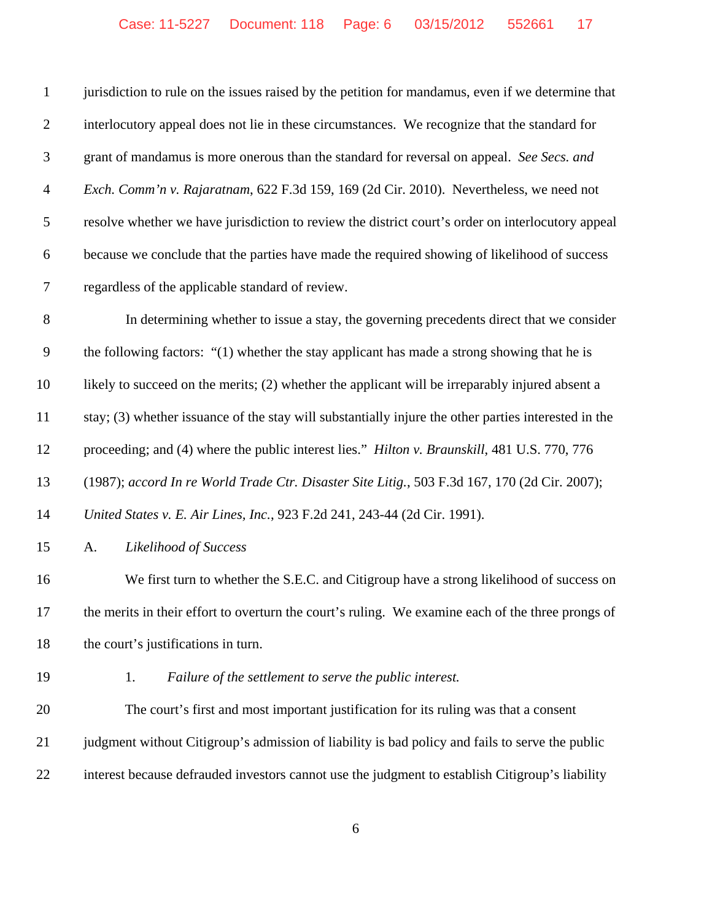jurisdiction to rule on the issues raised by the petition for mandamus, even if we determine that interlocutory appeal does not lie in these circumstances. We recognize that the standard for grant of mandamus is more onerous than the standard for reversal on appeal. *See Secs. and Exch. Comm'n v. Rajaratnam*, 622 F.3d 159, 169 (2d Cir. 2010). Nevertheless, we need not resolve whether we have jurisdiction to review the district court's order on interlocutory appeal because we conclude that the parties have made the required showing of likelihood of success regardless of the applicable standard of review.

In determining whether to issue a stay, the governing precedents direct that we consider the following factors: "(1) whether the stay applicant has made a strong showing that he is likely to succeed on the merits; (2) whether the applicant will be irreparably injured absent a stay; (3) whether issuance of the stay will substantially injure the other parties interested in the proceeding; and (4) where the public interest lies." *Hilton v. Braunskill*, 481 U.S. 770, 776 (1987); *accord In re World Trade Ctr. Disaster Site Litig.*, 503 F.3d 167, 170 (2d Cir. 2007); *United States v. E. Air Lines, Inc.*, 923 F.2d 241, 243-44 (2d Cir. 1991).

A. *Likelihood of Success*

We first turn to whether the S.E.C. and Citigroup have a strong likelihood of success on the merits in their effort to overturn the court's ruling. We examine each of the three prongs of the court's justifications in turn.

1. *Failure of the settlement to serve the public interest.*

The court's first and most important justification for its ruling was that a consent judgment without Citigroup's admission of liability is bad policy and fails to serve the public interest because defrauded investors cannot use the judgment to establish Citigroup's liability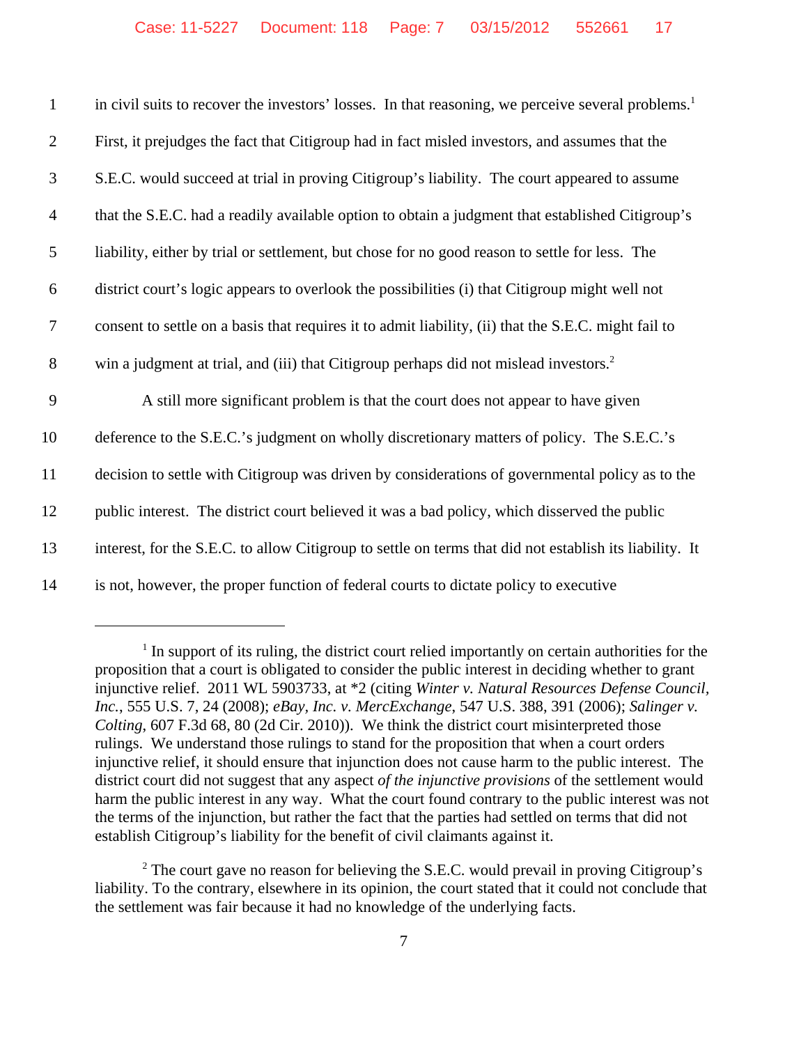in civil suits to recover the investors' losses. In that reasoning, we perceive several problems.[1] First, it prejudges the fact that Citigroup had in fact misled investors, and assumes that the S.E.C. would succeed at trial in proving Citigroup's liability. The court appeared to assume that the S.E.C. had a readily available option to obtain a judgment that established Citigroup's liability, either by trial or settlement, but chose for no good reason to settle for less. The district court's logic appears to overlook the possibilities (i) that Citigroup might well not consent to settle on a basis that requires it to admit liability, (ii) that the S.E.C. might fail to win a judgment at trial, and (iii) that Citigroup perhaps did not mislead investors.[2]

A still more significant problem is that the court does not appear to have given deference to the S.E.C.'s judgment on wholly discretionary matters of policy. The S.E.C.'s decision to settle with Citigroup was driven by considerations of governmental policy as to the public interest. The district court believed it was a bad policy, which disserved the public interest, for the S.E.C. to allow Citigroup to settle on terms that did not establish its liability. It is not, however, the proper function of federal courts to dictate policy to executive

---

[1] In support of its ruling, the district court relied importantly on certain authorities for the proposition that a court is obligated to consider the public interest in deciding whether to grant injunctive relief. 2011 WL 5903733, at *2 (citing *Winter v. Natural Resources Defense Council, Inc.*, 555 U.S. 7, 24 (2008); *eBay, Inc. v. MercExchange*, 547 U.S. 388, 391 (2006); *Salinger v. Colting*, 607 F.3d 68, 80 (2d Cir. 2010)). We think the district court misinterpreted those rulings. We understand those rulings to stand for the proposition that when a court orders injunctive relief, it should ensure that injunction does not cause harm to the public interest. The district court did not suggest that any aspect *of the injunctive provisions* of the settlement would harm the public interest in any way. What the court found contrary to the public interest was not the terms of the injunction, but rather the fact that the parties had settled on terms that did not establish Citigroup's liability for the benefit of civil claimants against it.

[2] The court gave no reason for believing the S.E.C. would prevail in proving Citigroup's liability. To the contrary, elsewhere in its opinion, the court stated that it could not conclude that the settlement was fair because it had no knowledge of the underlying facts.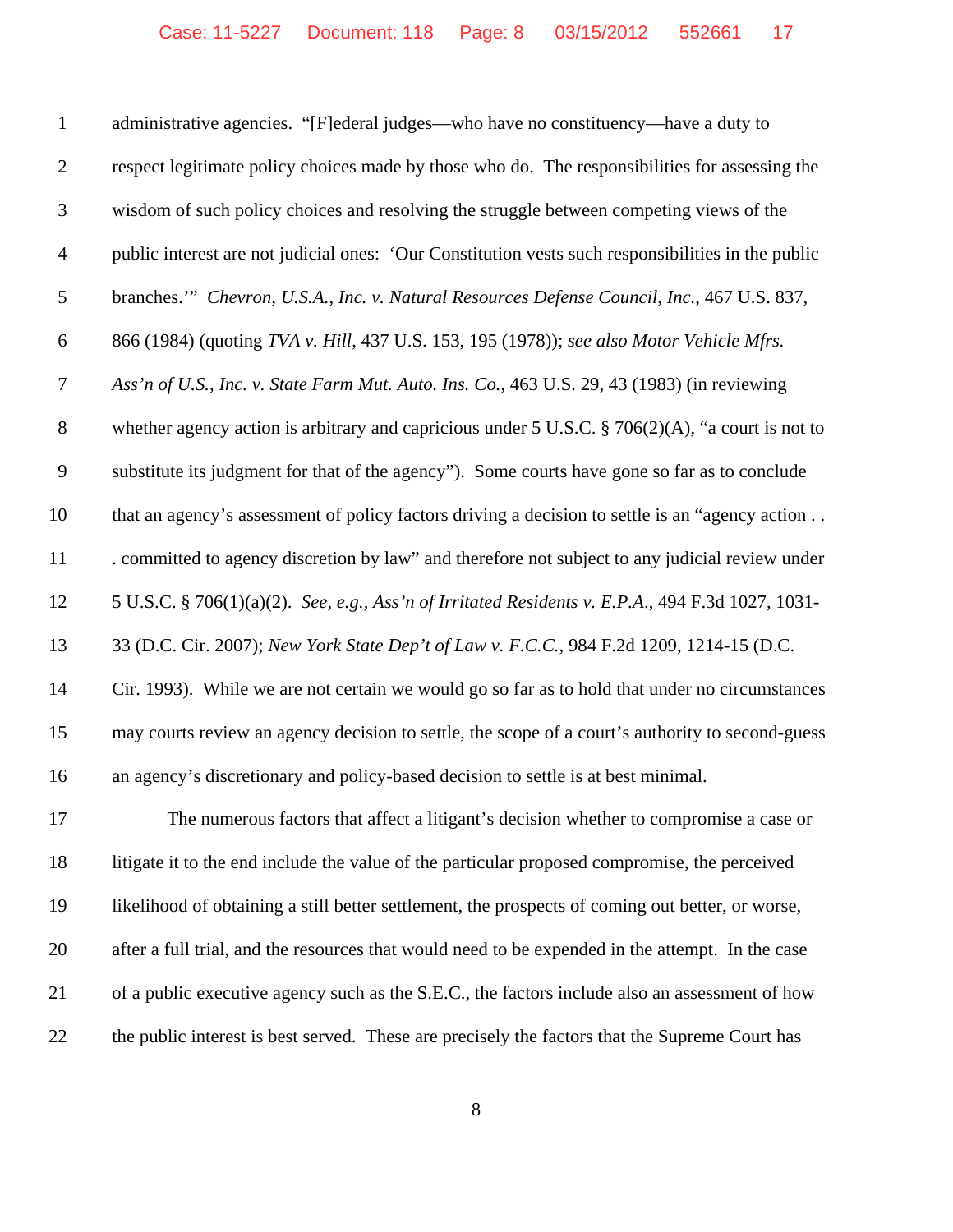administrative agencies. "[F]ederal judges—who have no constituency—have a duty to respect legitimate policy choices made by those who do. The responsibilities for assessing the wisdom of such policy choices and resolving the struggle between competing views of the public interest are not judicial ones: 'Our Constitution vests such responsibilities in the public branches.'" *Chevron, U.S.A., Inc. v. Natural Resources Defense Council, Inc.*, 467 U.S. 837, 866 (1984) (quoting *TVA v. Hill*, 437 U.S. 153, 195 (1978)); *see also Motor Vehicle Mfrs. Ass'n of U.S., Inc. v. State Farm Mut. Auto. Ins. Co.*, 463 U.S. 29, 43 (1983) (in reviewing whether agency action is arbitrary and capricious under 5 U.S.C. § 706(2)(A), "a court is not to substitute its judgment for that of the agency"). Some courts have gone so far as to conclude that an agency's assessment of policy factors driving a decision to settle is an "agency action . . . committed to agency discretion by law" and therefore not subject to any judicial review under 5 U.S.C. § 706(1)(a)(2). *See, e.g., Ass'n of Irritated Residents v. E.P.A.*, 494 F.3d 1027, 1031-33 (D.C. Cir. 2007); *New York State Dep't of Law v. F.C.C.*, 984 F.2d 1209, 1214-15 (D.C. Cir. 1993). While we are not certain we would go so far as to hold that under no circumstances may courts review an agency decision to settle, the scope of a court's authority to second-guess an agency's discretionary and policy-based decision to settle is at best minimal.

The numerous factors that affect a litigant's decision whether to compromise a case or litigate it to the end include the value of the particular proposed compromise, the perceived likelihood of obtaining a still better settlement, the prospects of coming out better, or worse, after a full trial, and the resources that would need to be expended in the attempt. In the case of a public executive agency such as the S.E.C., the factors include also an assessment of how the public interest is best served. These are precisely the factors that the Supreme Court has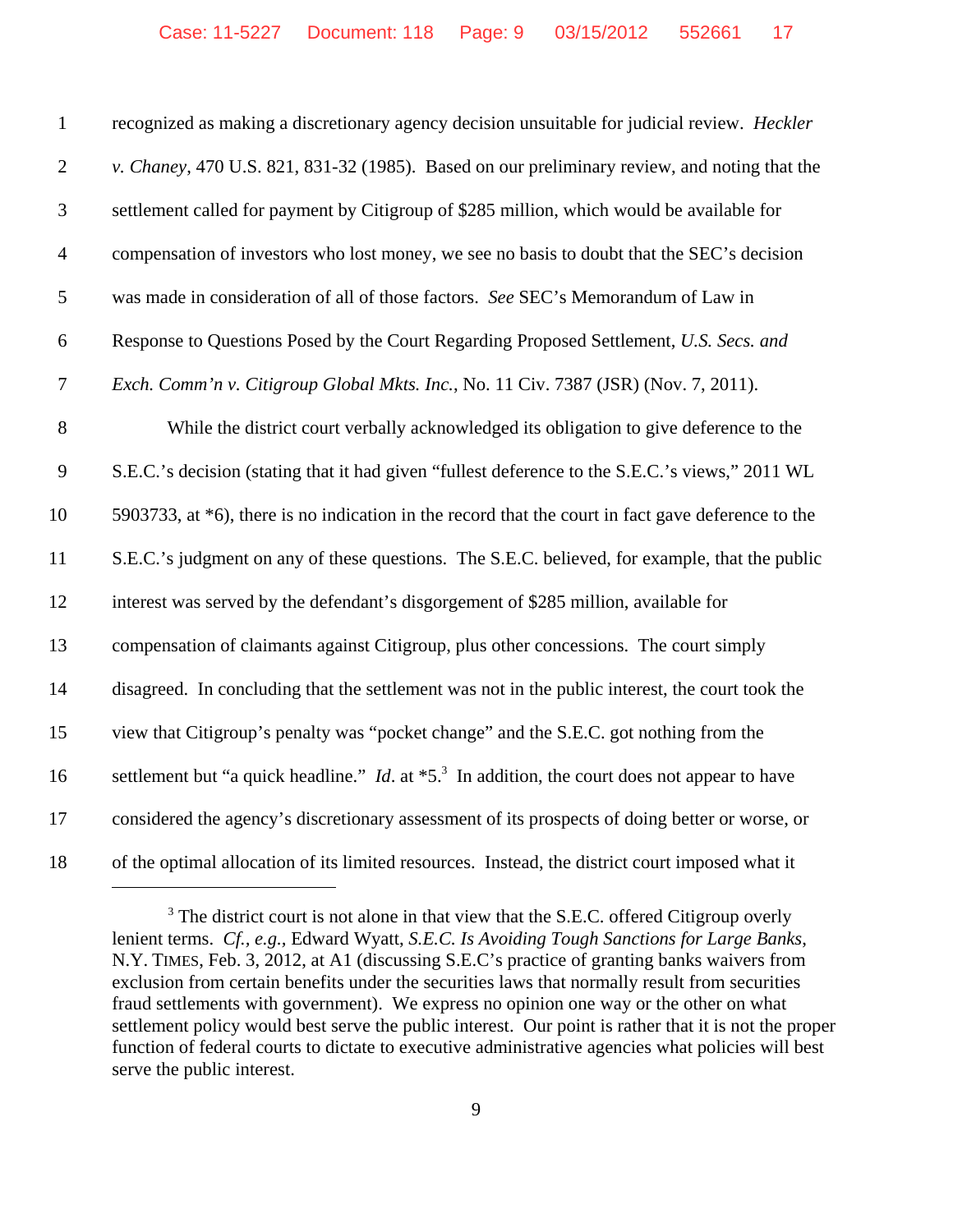recognized as making a discretionary agency decision unsuitable for judicial review. *Heckler v. Chaney*, 470 U.S. 821, 831-32 (1985). Based on our preliminary review, and noting that the settlement called for payment by Citigroup of $285 million, which would be available for compensation of investors who lost money, we see no basis to doubt that the SEC's decision was made in consideration of all of those factors. *See* SEC's Memorandum of Law in Response to Questions Posed by the Court Regarding Proposed Settlement, *U.S. Secs. and Exch. Comm'n v. Citigroup Global Mkts. Inc.*, No. 11 Civ. 7387 (JSR) (Nov. 7, 2011).

While the district court verbally acknowledged its obligation to give deference to the S.E.C.'s decision (stating that it had given "fullest deference to the S.E.C.'s views," 2011 WL 5903733, at *6), there is no indication in the record that the court in fact gave deference to the S.E.C.'s judgment on any of these questions. The S.E.C. believed, for example, that the public interest was served by the defendant's disgorgement of $285 million, available for compensation of claimants against Citigroup, plus other concessions. The court simply disagreed. In concluding that the settlement was not in the public interest, the court took the view that Citigroup's penalty was "pocket change" and the S.E.C. got nothing from the settlement but "a quick headline." *Id*. at *5.[3] In addition, the court does not appear to have considered the agency's discretionary assessment of its prospects of doing better or worse, or of the optimal allocation of its limited resources. Instead, the district court imposed what it

---

[3] The district court is not alone in that view that the S.E.C. offered Citigroup overly lenient terms. *Cf.*, *e.g.*, Edward Wyatt, *S.E.C. Is Avoiding Tough Sanctions for Large Banks*, N.Y. TIMES, Feb. 3, 2012, at A1 (discussing S.E.C's practice of granting banks waivers from exclusion from certain benefits under the securities laws that normally result from securities fraud settlements with government). We express no opinion one way or the other on what settlement policy would best serve the public interest. Our point is rather that it is not the proper function of federal courts to dictate to executive administrative agencies what policies will best serve the public interest.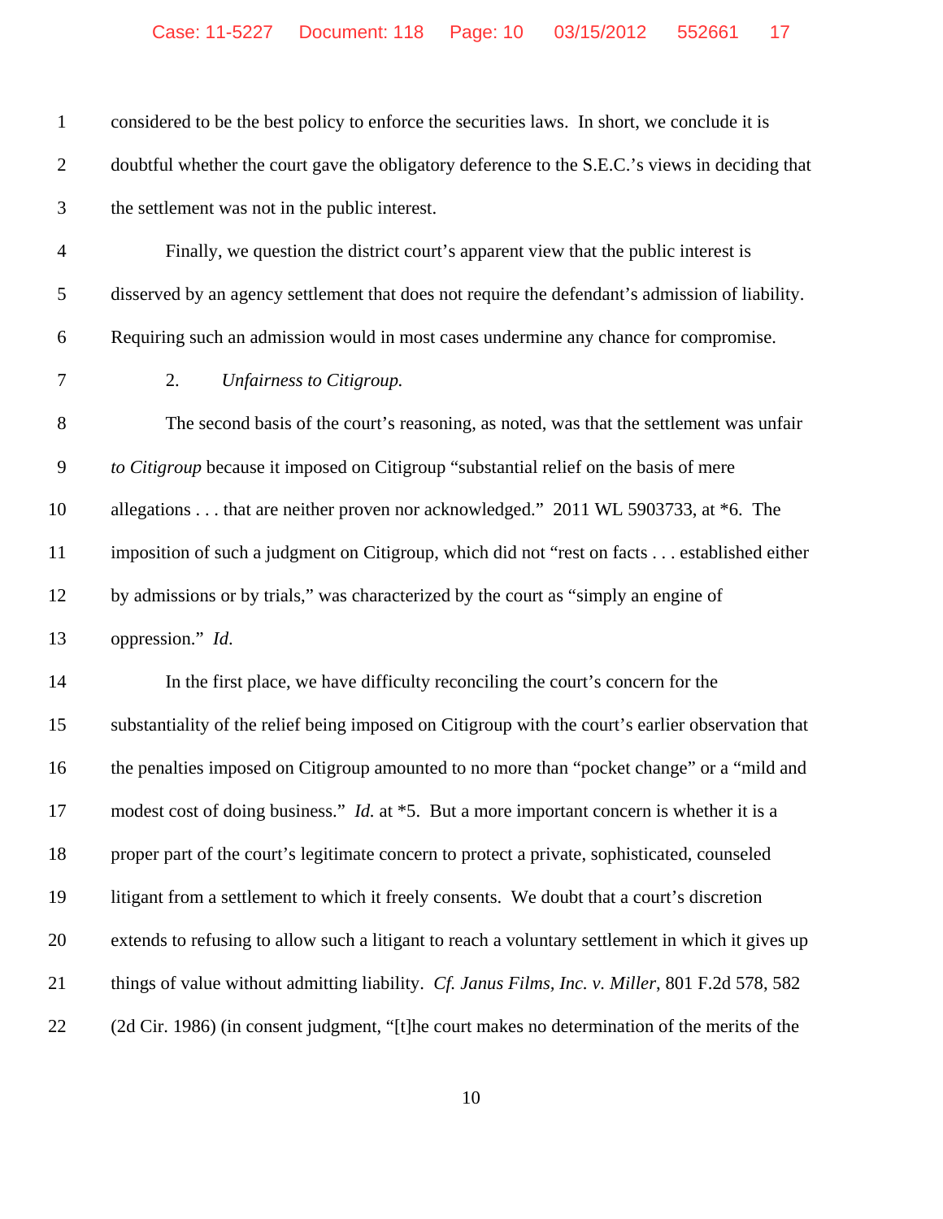considered to be the best policy to enforce the securities laws. In short, we conclude it is doubtful whether the court gave the obligatory deference to the S.E.C.'s views in deciding that the settlement was not in the public interest.

Finally, we question the district court's apparent view that the public interest is disserved by an agency settlement that does not require the defendant's admission of liability. Requiring such an admission would in most cases undermine any chance for compromise.

2. *Unfairness to Citigroup.*

The second basis of the court's reasoning, as noted, was that the settlement was unfair *to Citigroup* because it imposed on Citigroup "substantial relief on the basis of mere allegations . . . that are neither proven nor acknowledged." 2011 WL 5903733, at *6. The imposition of such a judgment on Citigroup, which did not "rest on facts . . . established either by admissions or by trials," was characterized by the court as "simply an engine of oppression." *Id.*

In the first place, we have difficulty reconciling the court's concern for the substantiality of the relief being imposed on Citigroup with the court's earlier observation that the penalties imposed on Citigroup amounted to no more than "pocket change" or a "mild and modest cost of doing business." *Id.* at *5. But a more important concern is whether it is a proper part of the court's legitimate concern to protect a private, sophisticated, counseled litigant from a settlement to which it freely consents. We doubt that a court's discretion extends to refusing to allow such a litigant to reach a voluntary settlement in which it gives up things of value without admitting liability. *Cf. Janus Films, Inc. v. Miller*, 801 F.2d 578, 582 (2d Cir. 1986) (in consent judgment, "[t]he court makes no determination of the merits of the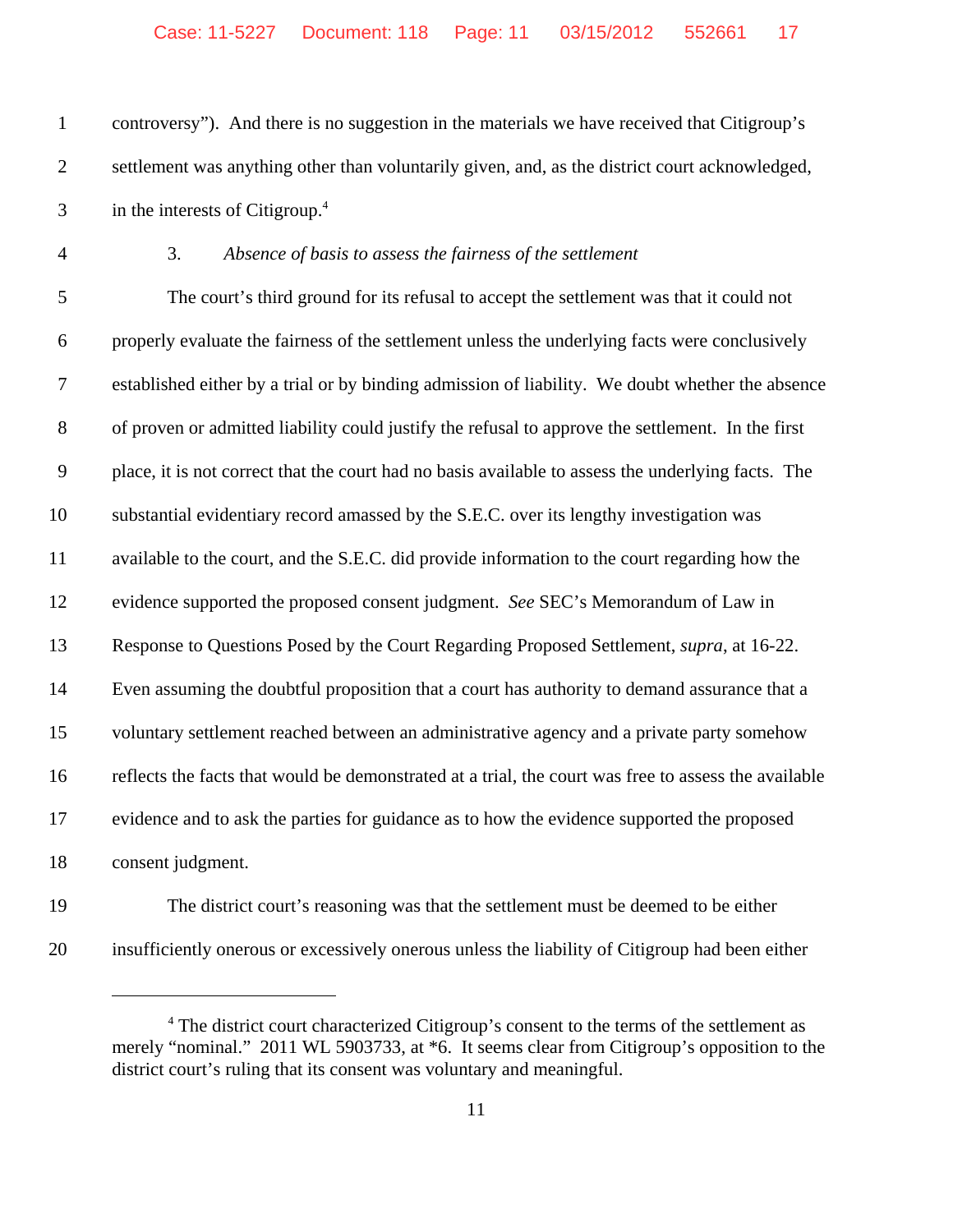controversy"). And there is no suggestion in the materials we have received that Citigroup's settlement was anything other than voluntarily given, and, as the district court acknowledged, in the interests of Citigroup.[4]

3. *Absence of basis to assess the fairness of the settlement*

The court's third ground for its refusal to accept the settlement was that it could not properly evaluate the fairness of the settlement unless the underlying facts were conclusively established either by a trial or by binding admission of liability. We doubt whether the absence of proven or admitted liability could justify the refusal to approve the settlement. In the first place, it is not correct that the court had no basis available to assess the underlying facts. The substantial evidentiary record amassed by the S.E.C. over its lengthy investigation was available to the court, and the S.E.C. did provide information to the court regarding how the evidence supported the proposed consent judgment. *See* SEC's Memorandum of Law in Response to Questions Posed by the Court Regarding Proposed Settlement, *supra*, at 16-22. Even assuming the doubtful proposition that a court has authority to demand assurance that a voluntary settlement reached between an administrative agency and a private party somehow reflects the facts that would be demonstrated at a trial, the court was free to assess the available evidence and to ask the parties for guidance as to how the evidence supported the proposed consent judgment.

The district court's reasoning was that the settlement must be deemed to be either insufficiently onerous or excessively onerous unless the liability of Citigroup had been either

---

[4] The district court characterized Citigroup's consent to the terms of the settlement as merely "nominal." 2011 WL 5903733, at *6. It seems clear from Citigroup's opposition to the district court's ruling that its consent was voluntary and meaningful.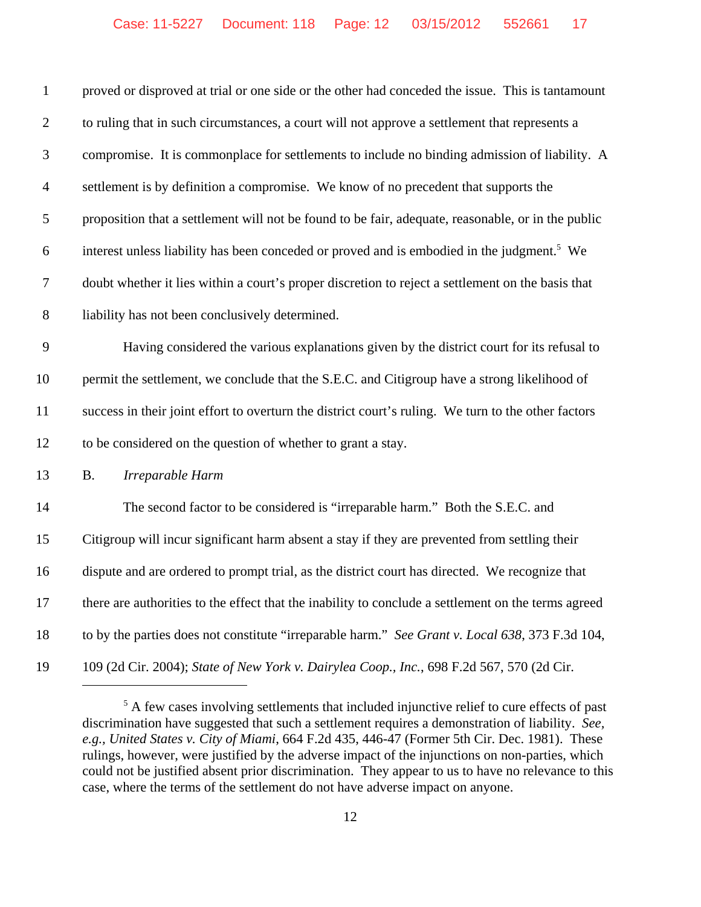proved or disproved at trial or one side or the other had conceded the issue. This is tantamount to ruling that in such circumstances, a court will not approve a settlement that represents a compromise. It is commonplace for settlements to include no binding admission of liability. A settlement is by definition a compromise. We know of no precedent that supports the proposition that a settlement will not be found to be fair, adequate, reasonable, or in the public interest unless liability has been conceded or proved and is embodied in the judgment.[5] We doubt whether it lies within a court's proper discretion to reject a settlement on the basis that liability has not been conclusively determined.

Having considered the various explanations given by the district court for its refusal to permit the settlement, we conclude that the S.E.C. and Citigroup have a strong likelihood of success in their joint effort to overturn the district court's ruling. We turn to the other factors to be considered on the question of whether to grant a stay.

B. *Irreparable Harm*

The second factor to be considered is "irreparable harm." Both the S.E.C. and Citigroup will incur significant harm absent a stay if they are prevented from settling their dispute and are ordered to prompt trial, as the district court has directed. We recognize that there are authorities to the effect that the inability to conclude a settlement on the terms agreed to by the parties does not constitute "irreparable harm." *See Grant v. Local 638*, 373 F.3d 104, 109 (2d Cir. 2004); *State of New York v. Dairylea Coop., Inc.*, 698 F.2d 567, 570 (2d Cir.

---

[5] A few cases involving settlements that included injunctive relief to cure effects of past discrimination have suggested that such a settlement requires a demonstration of liability. *See, e.g., United States v. City of Miami*, 664 F.2d 435, 446-47 (Former 5th Cir. Dec. 1981). These rulings, however, were justified by the adverse impact of the injunctions on non-parties, which could not be justified absent prior discrimination. They appear to us to have no relevance to this case, where the terms of the settlement do not have adverse impact on anyone.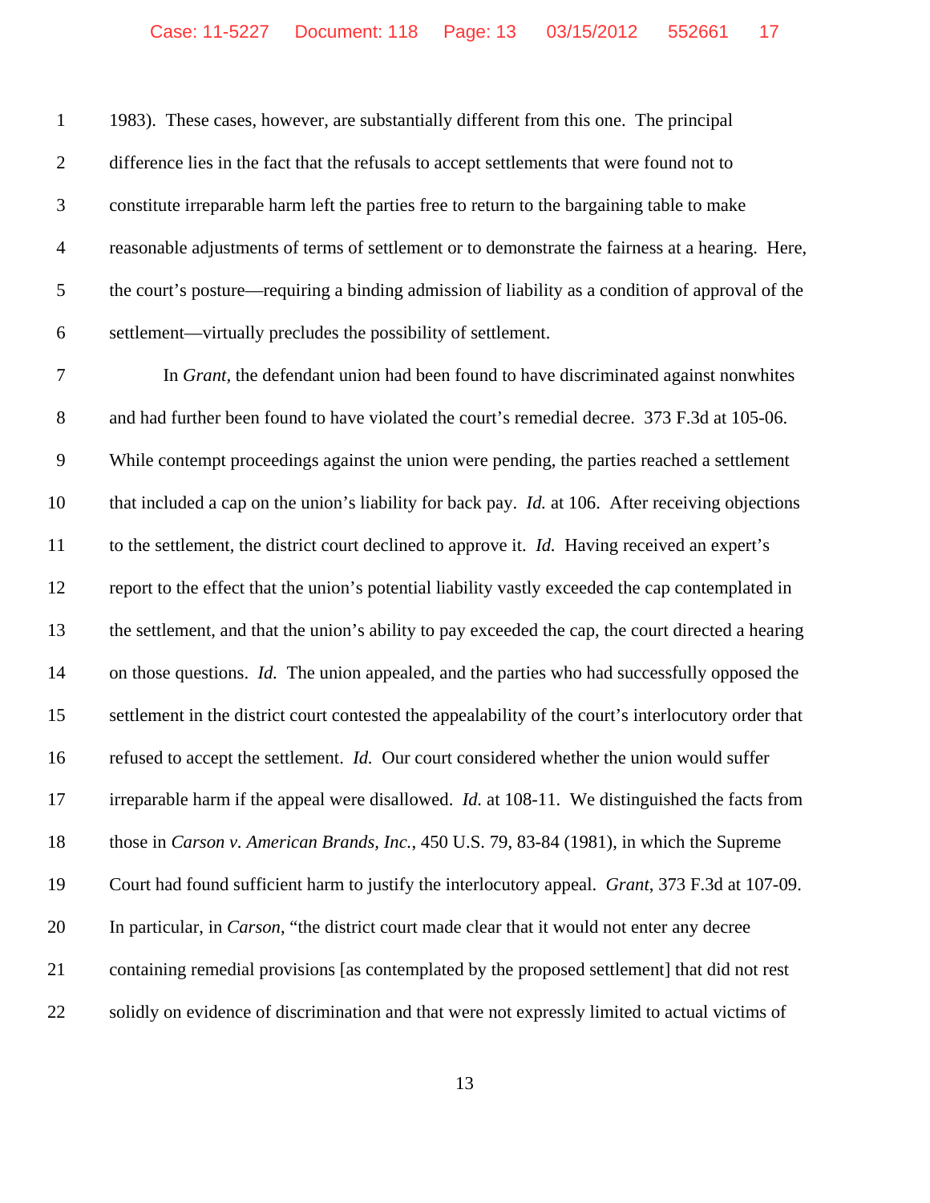1983). These cases, however, are substantially different from this one. The principal difference lies in the fact that the refusals to accept settlements that were found not to constitute irreparable harm left the parties free to return to the bargaining table to make reasonable adjustments of terms of settlement or to demonstrate the fairness at a hearing. Here, the court's posture—requiring a binding admission of liability as a condition of approval of the settlement—virtually precludes the possibility of settlement.

In *Grant*, the defendant union had been found to have discriminated against nonwhites and had further been found to have violated the court's remedial decree. 373 F.3d at 105-06. While contempt proceedings against the union were pending, the parties reached a settlement that included a cap on the union's liability for back pay. *Id.* at 106. After receiving objections to the settlement, the district court declined to approve it. *Id.* Having received an expert's report to the effect that the union's potential liability vastly exceeded the cap contemplated in the settlement, and that the union's ability to pay exceeded the cap, the court directed a hearing on those questions. *Id.* The union appealed, and the parties who had successfully opposed the settlement in the district court contested the appealability of the court's interlocutory order that refused to accept the settlement. *Id.* Our court considered whether the union would suffer irreparable harm if the appeal were disallowed. *Id.* at 108-11. We distinguished the facts from those in *Carson v. American Brands, Inc.*, 450 U.S. 79, 83-84 (1981), in which the Supreme Court had found sufficient harm to justify the interlocutory appeal. *Grant*, 373 F.3d at 107-09. In particular, in *Carson*, "the district court made clear that it would not enter any decree containing remedial provisions [as contemplated by the proposed settlement] that did not rest solidly on evidence of discrimination and that were not expressly limited to actual victims of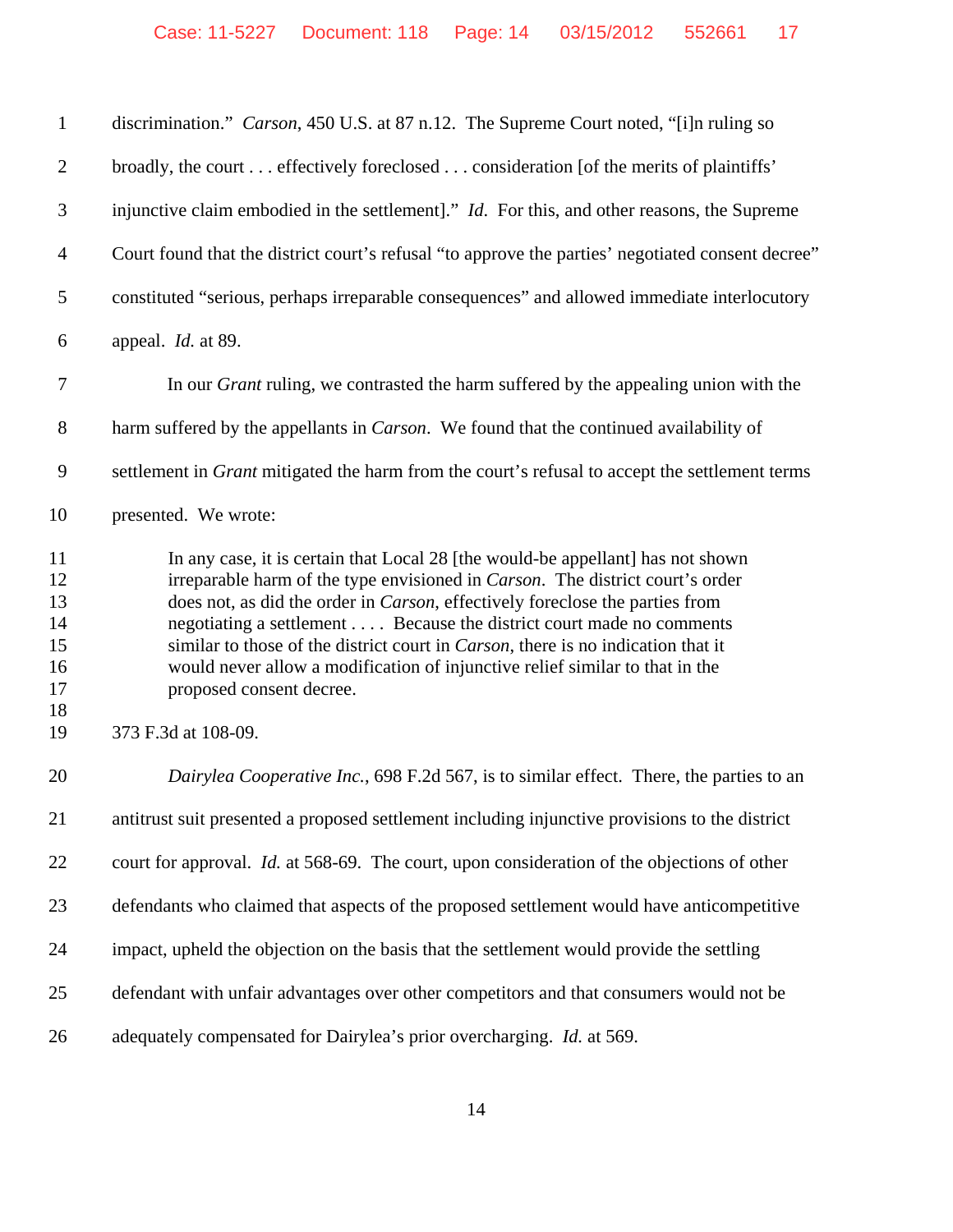discrimination." *Carson*, 450 U.S. at 87 n.12. The Supreme Court noted, "[i]n ruling so broadly, the court . . . effectively foreclosed . . . consideration [of the merits of plaintiffs' injunctive claim embodied in the settlement]." *Id.* For this, and other reasons, the Supreme Court found that the district court's refusal "to approve the parties' negotiated consent decree" constituted "serious, perhaps irreparable consequences" and allowed immediate interlocutory appeal. *Id.* at 89.

In our *Grant* ruling, we contrasted the harm suffered by the appealing union with the harm suffered by the appellants in *Carson*. We found that the continued availability of settlement in *Grant* mitigated the harm from the court's refusal to accept the settlement terms presented. We wrote:

> In any case, it is certain that Local 28 [the would-be appellant] has not shown irreparable harm of the type envisioned in *Carson*. The district court's order does not, as did the order in *Carson*, effectively foreclose the parties from negotiating a settlement . . . . Because the district court made no comments similar to those of the district court in *Carson*, there is no indication that it would never allow a modification of injunctive relief similar to that in the proposed consent decree.

373 F.3d at 108-09.

*Dairylea Cooperative Inc.*, 698 F.2d 567, is to similar effect. There, the parties to an antitrust suit presented a proposed settlement including injunctive provisions to the district court for approval. *Id.* at 568-69. The court, upon consideration of the objections of other defendants who claimed that aspects of the proposed settlement would have anticompetitive impact, upheld the objection on the basis that the settlement would provide the settling defendant with unfair advantages over other competitors and that consumers would not be adequately compensated for Dairylea's prior overcharging. *Id.* at 569.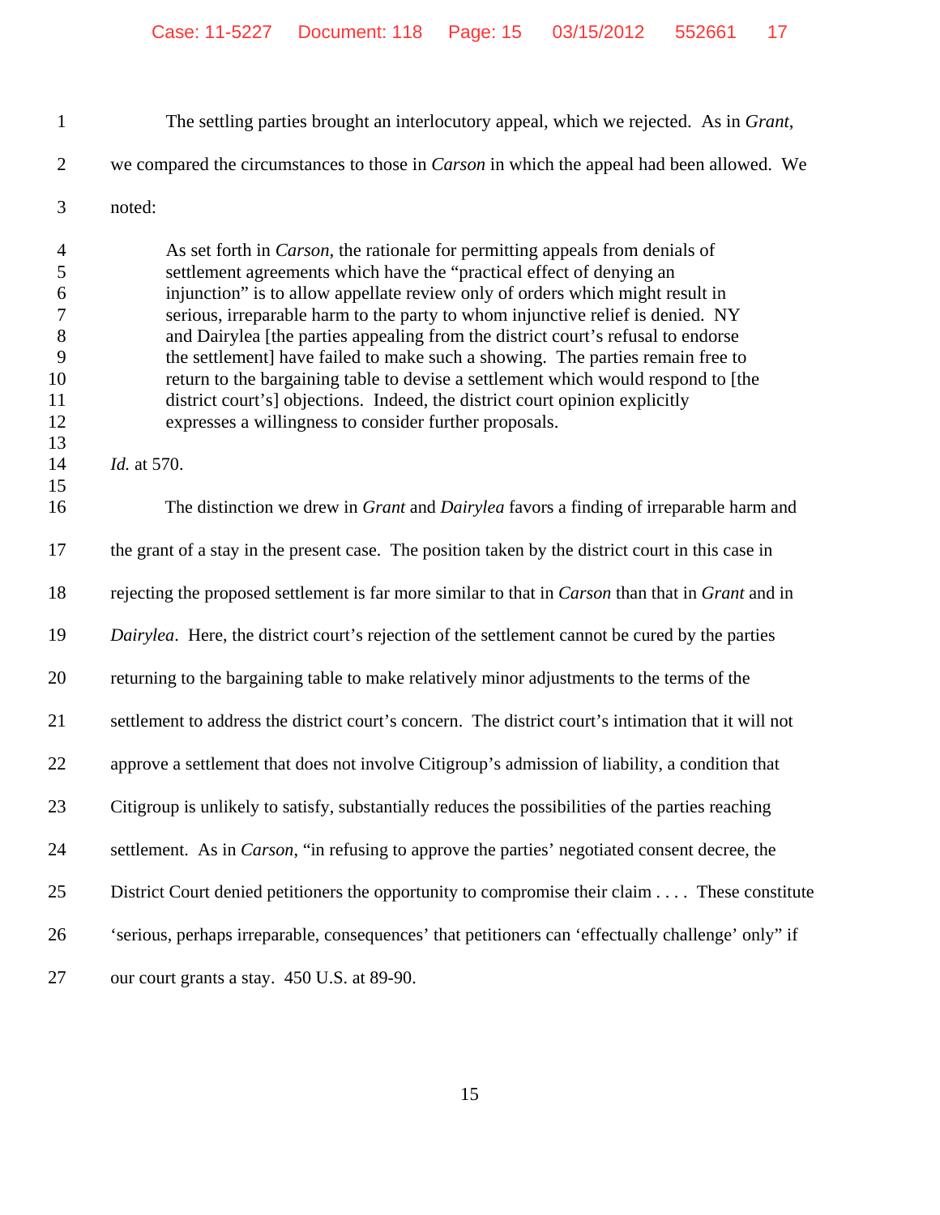The settling parties brought an interlocutory appeal, which we rejected. As in *Grant*, we compared the circumstances to those in *Carson* in which the appeal had been allowed. We noted:

> As set forth in *Carson*, the rationale for permitting appeals from denials of settlement agreements which have the "practical effect of denying an injunction" is to allow appellate review only of orders which might result in serious, irreparable harm to the party to whom injunctive relief is denied. NY and Dairylea [the parties appealing from the district court's refusal to endorse the settlement] have failed to make such a showing. The parties remain free to return to the bargaining table to devise a settlement which would respond to [the district court's] objections. Indeed, the district court opinion explicitly expresses a willingness to consider further proposals.

*Id.* at 570.

The distinction we drew in *Grant* and *Dairylea* favors a finding of irreparable harm and the grant of a stay in the present case. The position taken by the district court in this case in rejecting the proposed settlement is far more similar to that in *Carson* than that in *Grant* and in *Dairylea*. Here, the district court's rejection of the settlement cannot be cured by the parties returning to the bargaining table to make relatively minor adjustments to the terms of the settlement to address the district court's concern. The district court's intimation that it will not approve a settlement that does not involve Citigroup's admission of liability, a condition that Citigroup is unlikely to satisfy, substantially reduces the possibilities of the parties reaching settlement. As in *Carson*, "in refusing to approve the parties' negotiated consent decree, the District Court denied petitioners the opportunity to compromise their claim . . . . These constitute 'serious, perhaps irreparable, consequences' that petitioners can 'effectually challenge' only" if our court grants a stay. 450 U.S. at 89-90.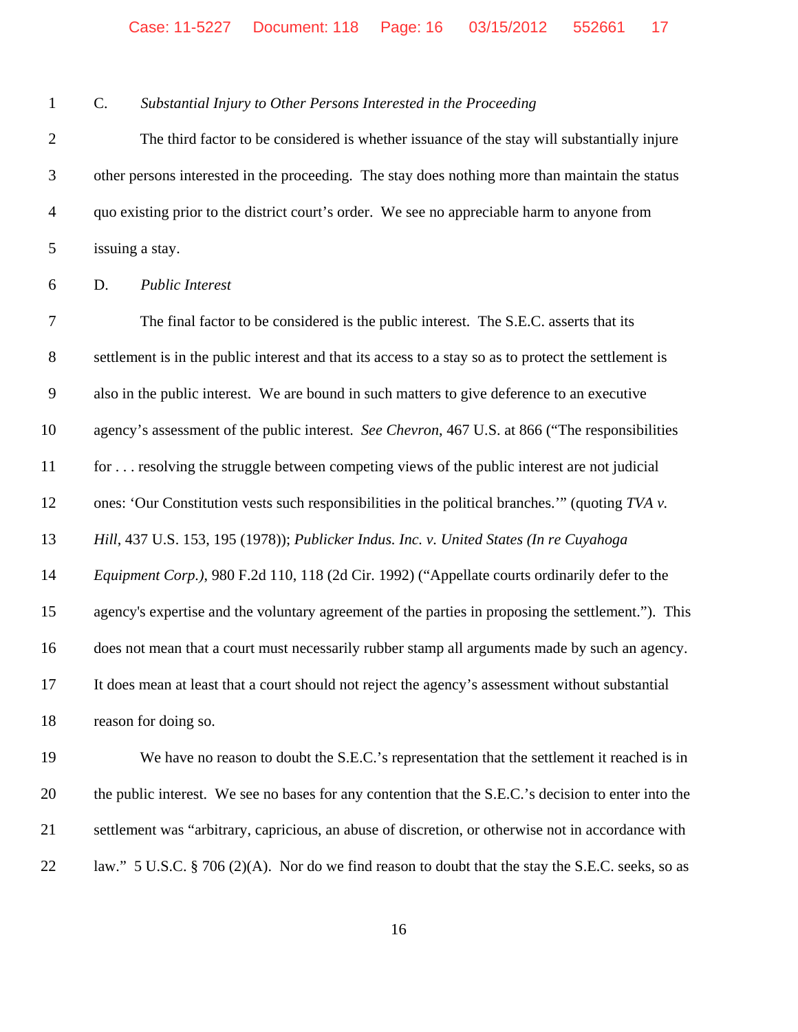C. *Substantial Injury to Other Persons Interested in the Proceeding*

The third factor to be considered is whether issuance of the stay will substantially injure other persons interested in the proceeding. The stay does nothing more than maintain the status quo existing prior to the district court's order. We see no appreciable harm to anyone from issuing a stay.

D. *Public Interest*

The final factor to be considered is the public interest. The S.E.C. asserts that its settlement is in the public interest and that its access to a stay so as to protect the settlement is also in the public interest. We are bound in such matters to give deference to an executive agency's assessment of the public interest. *See Chevron*, 467 U.S. at 866 ("The responsibilities for . . . resolving the struggle between competing views of the public interest are not judicial ones: 'Our Constitution vests such responsibilities in the political branches.'" (quoting *TVA v. Hill*, 437 U.S. 153, 195 (1978)); *Publicker Indus. Inc. v. United States (In re Cuyahoga Equipment Corp.)*, 980 F.2d 110, 118 (2d Cir. 1992) ("Appellate courts ordinarily defer to the agency's expertise and the voluntary agreement of the parties in proposing the settlement."). This does not mean that a court must necessarily rubber stamp all arguments made by such an agency. It does mean at least that a court should not reject the agency's assessment without substantial reason for doing so.

We have no reason to doubt the S.E.C.'s representation that the settlement it reached is in the public interest. We see no bases for any contention that the S.E.C.'s decision to enter into the settlement was "arbitrary, capricious, an abuse of discretion, or otherwise not in accordance with law." 5 U.S.C. § 706 (2)(A). Nor do we find reason to doubt that the stay the S.E.C. seeks, so as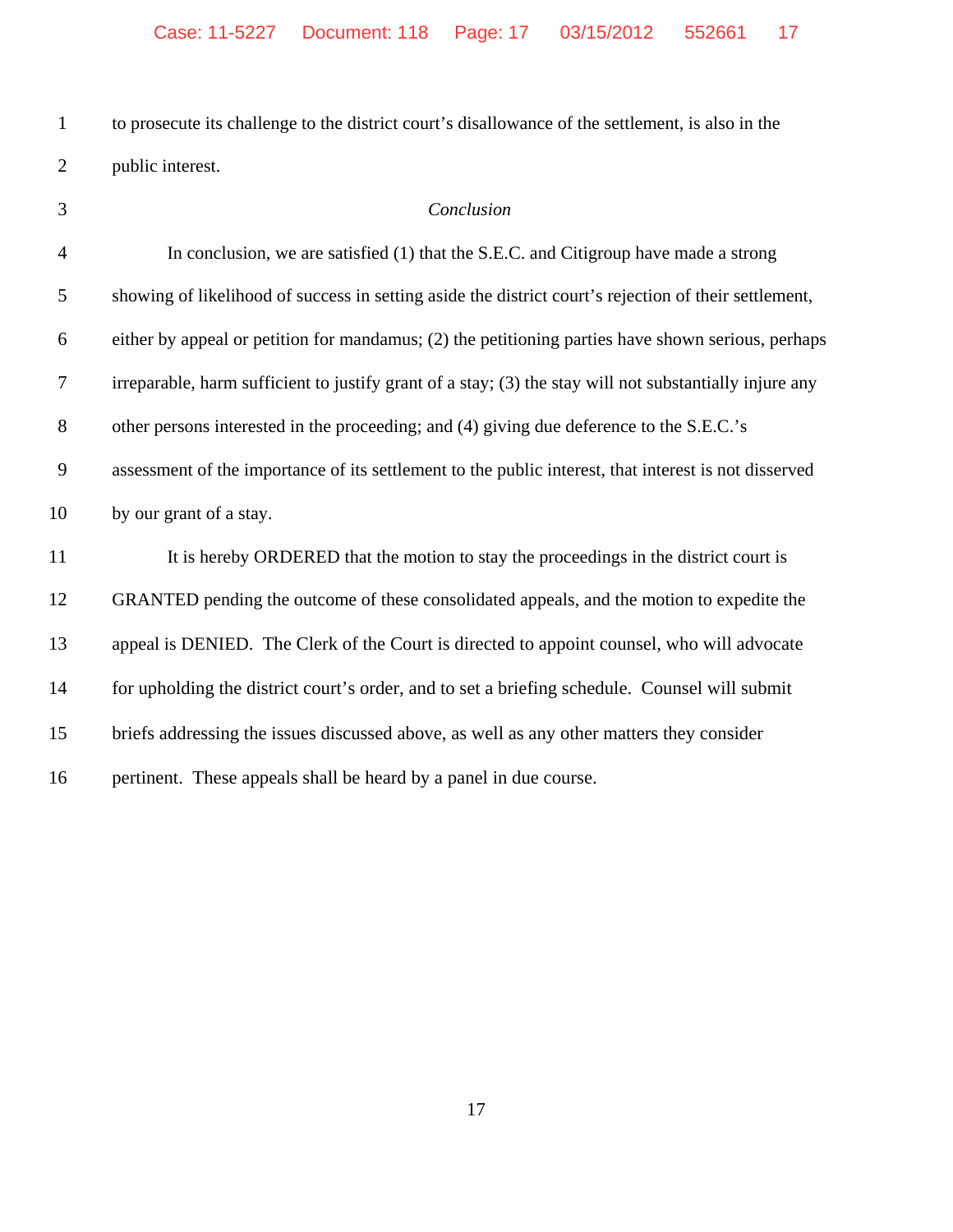to prosecute its challenge to the district court's disallowance of the settlement, is also in the public interest.

*Conclusion*

In conclusion, we are satisfied (1) that the S.E.C. and Citigroup have made a strong showing of likelihood of success in setting aside the district court's rejection of their settlement, either by appeal or petition for mandamus; (2) the petitioning parties have shown serious, perhaps irreparable, harm sufficient to justify grant of a stay; (3) the stay will not substantially injure any other persons interested in the proceeding; and (4) giving due deference to the S.E.C.'s assessment of the importance of its settlement to the public interest, that interest is not disserved by our grant of a stay.

It is hereby ORDERED that the motion to stay the proceedings in the district court is GRANTED pending the outcome of these consolidated appeals, and the motion to expedite the appeal is DENIED. The Clerk of the Court is directed to appoint counsel, who will advocate for upholding the district court's order, and to set a briefing schedule. Counsel will submit briefs addressing the issues discussed above, as well as any other matters they consider pertinent. These appeals shall be heard by a panel in due course.